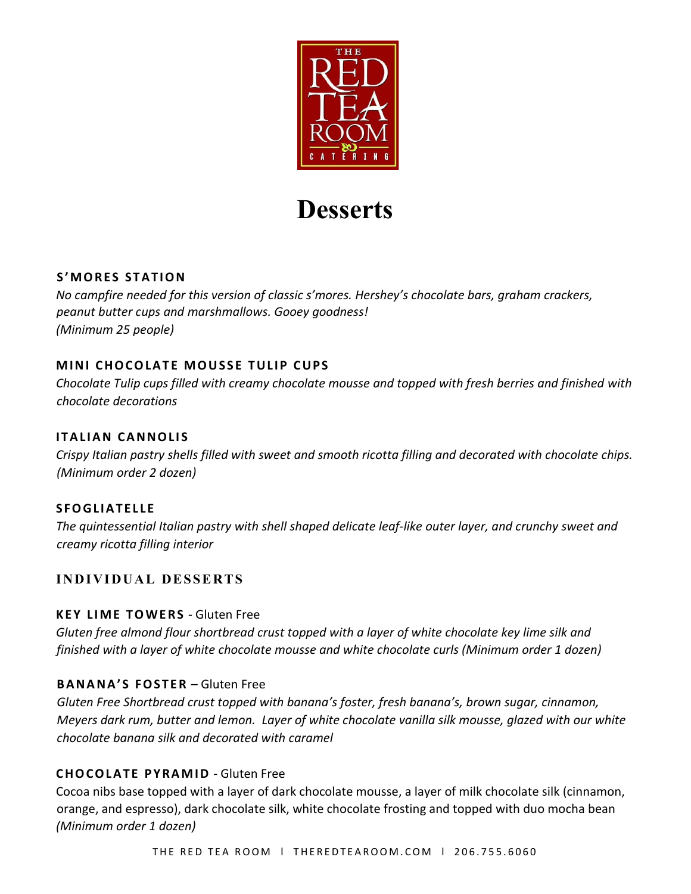THE RED TEA ROOM & CATERING

# Desserts

### S'MORES STATION

*No campfire needed for this version of classic s'mores. Hershey's chocolate bars, graham crackers, peanut butter cups and marshmallows. Gooey goodness!*
*(Minimum 25 people)*

### MINI CHOCOLATE MOUSSE TULIP CUPS

*Chocolate Tulip cups filled with creamy chocolate mousse and topped with fresh berries and finished with chocolate decorations*

### ITALIAN CANNOLIS

*Crispy Italian pastry shells filled with sweet and smooth ricotta filling and decorated with chocolate chips.*
*(Minimum order 2 dozen)*

### SFOGLIATELLE

*The quintessential Italian pastry with shell shaped delicate leaf-like outer layer, and crunchy sweet and creamy ricotta filling interior*

## INDIVIDUAL DESSERTS

### KEY LIME TOWERS - Gluten Free

*Gluten free almond flour shortbread crust topped with a layer of white chocolate key lime silk and finished with a layer of white chocolate mousse and white chocolate curls (Minimum order 1 dozen)*

### BANANA'S FOSTER – Gluten Free

*Gluten Free Shortbread crust topped with banana's foster, fresh banana's, brown sugar, cinnamon, Meyers dark rum, butter and lemon. Layer of white chocolate vanilla silk mousse, glazed with our white chocolate banana silk and decorated with caramel*

### CHOCOLATE PYRAMID - Gluten Free

Cocoa nibs base topped with a layer of dark chocolate mousse, a layer of milk chocolate silk (cinnamon, orange, and espresso), dark chocolate silk, white chocolate frosting and topped with duo mocha bean
*(Minimum order 1 dozen)*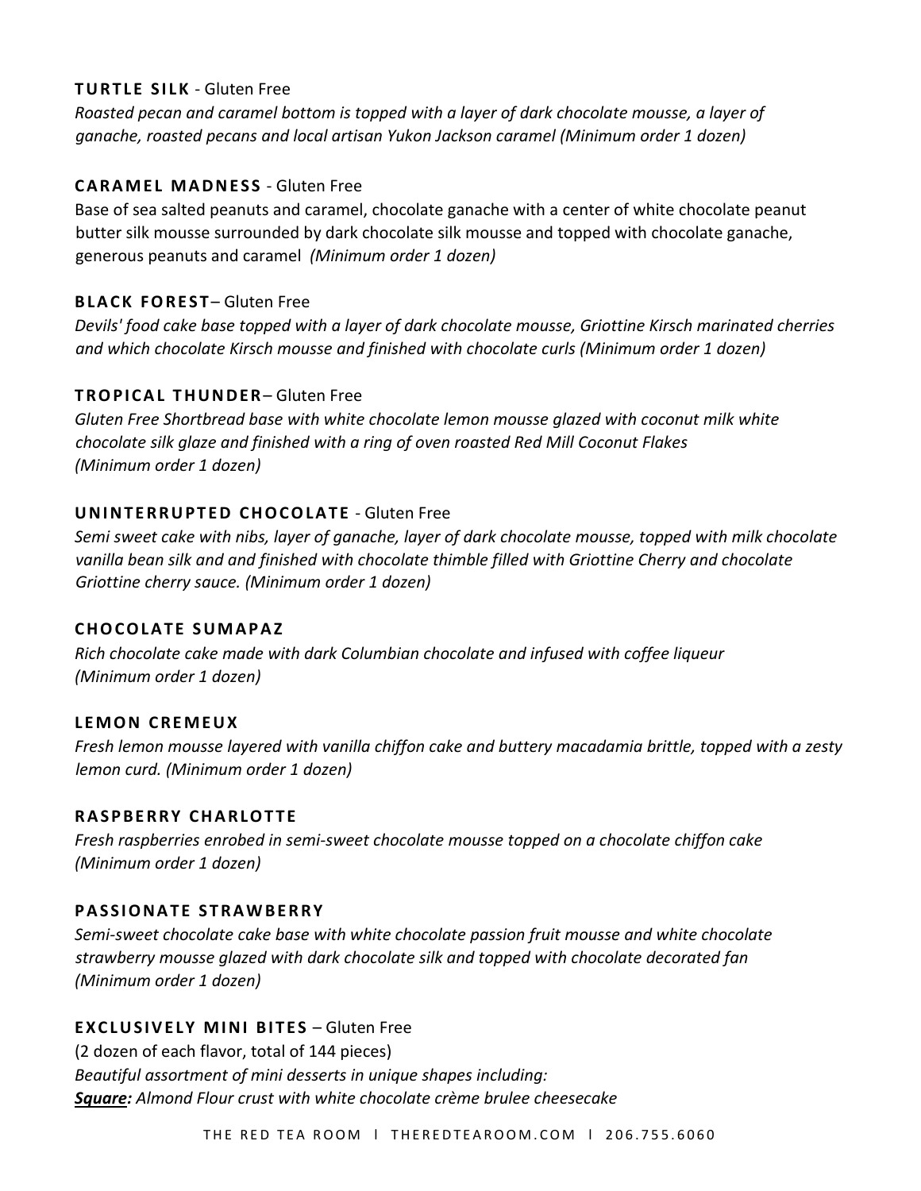**TURTLE SILK** - Gluten Free

*Roasted pecan and caramel bottom is topped with a layer of dark chocolate mousse, a layer of ganache, roasted pecans and local artisan Yukon Jackson caramel (Minimum order 1 dozen)*

**CARAMEL MADNESS** - Gluten Free

Base of sea salted peanuts and caramel, chocolate ganache with a center of white chocolate peanut butter silk mousse surrounded by dark chocolate silk mousse and topped with chocolate ganache, generous peanuts and caramel *(Minimum order 1 dozen)*

**BLACK FOREST**– Gluten Free

*Devils' food cake base topped with a layer of dark chocolate mousse, Griottine Kirsch marinated cherries and which chocolate Kirsch mousse and finished with chocolate curls (Minimum order 1 dozen)*

**TROPICAL THUNDER**– Gluten Free

*Gluten Free Shortbread base with white chocolate lemon mousse glazed with coconut milk white chocolate silk glaze and finished with a ring of oven roasted Red Mill Coconut Flakes (Minimum order 1 dozen)*

**UNINTERRUPTED CHOCOLATE** - Gluten Free

*Semi sweet cake with nibs, layer of ganache, layer of dark chocolate mousse, topped with milk chocolate vanilla bean silk and and finished with chocolate thimble filled with Griottine Cherry and chocolate Griottine cherry sauce. (Minimum order 1 dozen)*

**CHOCOLATE SUMAPAZ**

*Rich chocolate cake made with dark Columbian chocolate and infused with coffee liqueur (Minimum order 1 dozen)*

**LEMON CREMEUX**

*Fresh lemon mousse layered with vanilla chiffon cake and buttery macadamia brittle, topped with a zesty lemon curd. (Minimum order 1 dozen)*

**RASPBERRY CHARLOTTE**

*Fresh raspberries enrobed in semi-sweet chocolate mousse topped on a chocolate chiffon cake (Minimum order 1 dozen)*

**PASSIONATE STRAWBERRY**

*Semi-sweet chocolate cake base with white chocolate passion fruit mousse and white chocolate strawberry mousse glazed with dark chocolate silk and topped with chocolate decorated fan (Minimum order 1 dozen)*

**EXCLUSIVELY MINI BITES** – Gluten Free

(2 dozen of each flavor, total of 144 pieces)

*Beautiful assortment of mini desserts in unique shapes including:*

***Square:*** *Almond Flour crust with white chocolate crème brulee cheesecake*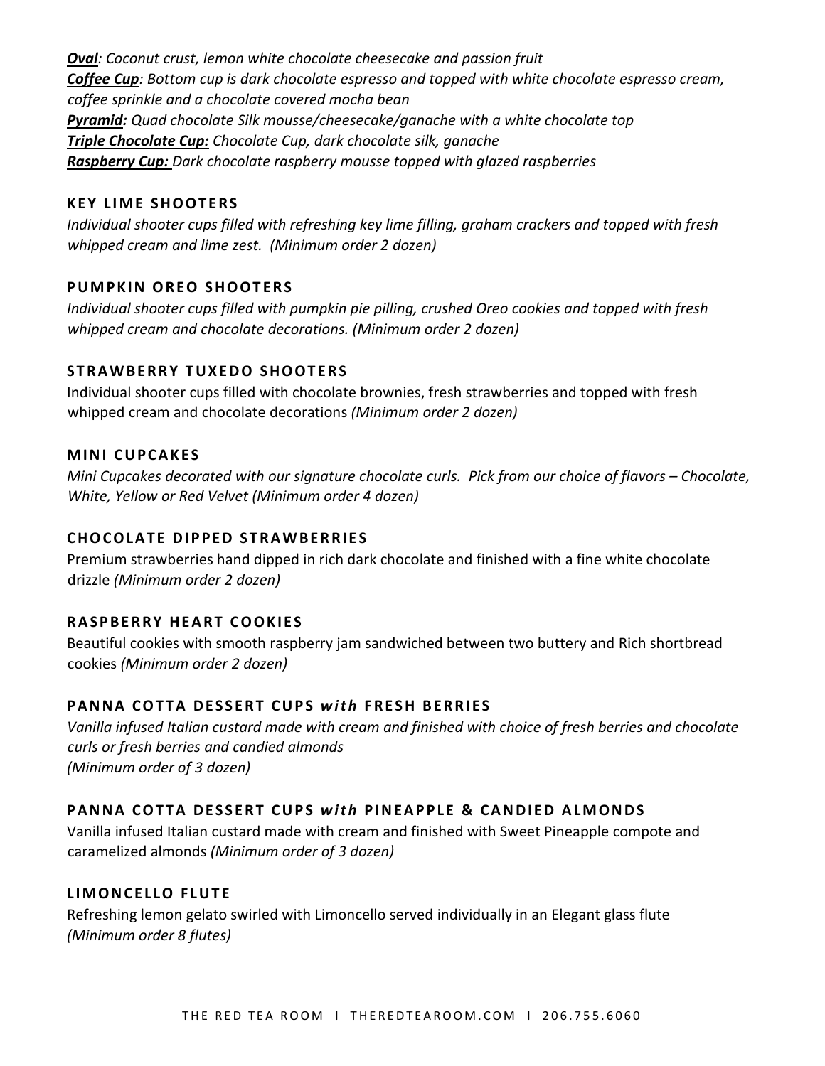***Oval***: *Coconut crust, lemon white chocolate cheesecake and passion fruit*
***Coffee Cup***: *Bottom cup is dark chocolate espresso and topped with white chocolate espresso cream, coffee sprinkle and a chocolate covered mocha bean*
***Pyramid:*** *Quad chocolate Silk mousse/cheesecake/ganache with a white chocolate top*
***Triple Chocolate Cup:*** *Chocolate Cup, dark chocolate silk, ganache*
***Raspberry Cup:*** *Dark chocolate raspberry mousse topped with glazed raspberries*

### KEY LIME SHOOTERS

*Individual shooter cups filled with refreshing key lime filling, graham crackers and topped with fresh whipped cream and lime zest. (Minimum order 2 dozen)*

### PUMPKIN OREO SHOOTERS

*Individual shooter cups filled with pumpkin pie pilling, crushed Oreo cookies and topped with fresh whipped cream and chocolate decorations. (Minimum order 2 dozen)*

### STRAWBERRY TUXEDO SHOOTERS

Individual shooter cups filled with chocolate brownies, fresh strawberries and topped with fresh whipped cream and chocolate decorations *(Minimum order 2 dozen)*

### MINI CUPCAKES

*Mini Cupcakes decorated with our signature chocolate curls. Pick from our choice of flavors – Chocolate, White, Yellow or Red Velvet (Minimum order 4 dozen)*

### CHOCOLATE DIPPED STRAWBERRIES

Premium strawberries hand dipped in rich dark chocolate and finished with a fine white chocolate drizzle *(Minimum order 2 dozen)*

### RASPBERRY HEART COOKIES

Beautiful cookies with smooth raspberry jam sandwiched between two buttery and Rich shortbread cookies *(Minimum order 2 dozen)*

### PANNA COTTA DESSERT CUPS *with* FRESH BERRIES

*Vanilla infused Italian custard made with cream and finished with choice of fresh berries and chocolate curls or fresh berries and candied almonds*
*(Minimum order of 3 dozen)*

### PANNA COTTA DESSERT CUPS *with* PINEAPPLE & CANDIED ALMONDS

Vanilla infused Italian custard made with cream and finished with Sweet Pineapple compote and caramelized almonds *(Minimum order of 3 dozen)*

### LIMONCELLO FLUTE

Refreshing lemon gelato swirled with Limoncello served individually in an Elegant glass flute
*(Minimum order 8 flutes)*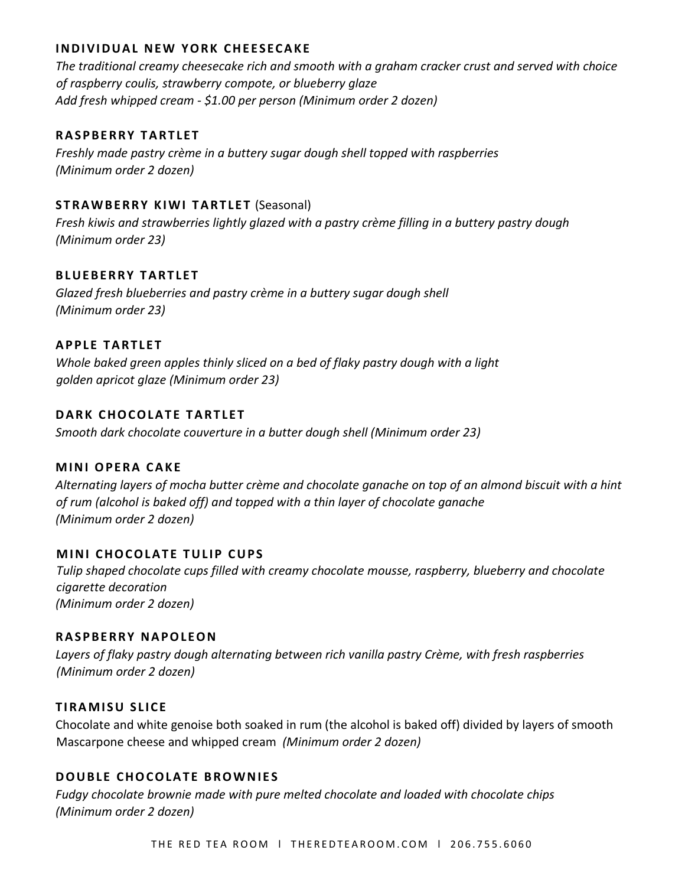### INDIVIDUAL NEW YORK CHEESECAKE

*The traditional creamy cheesecake rich and smooth with a graham cracker crust and served with choice of raspberry coulis, strawberry compote, or blueberry glaze*
*Add fresh whipped cream - $1.00 per person (Minimum order 2 dozen)*

### RASPBERRY TARTLET

*Freshly made pastry crème in a buttery sugar dough shell topped with raspberries*
*(Minimum order 2 dozen)*

### STRAWBERRY KIWI TARTLET (Seasonal)

*Fresh kiwis and strawberries lightly glazed with a pastry crème filling in a buttery pastry dough*
*(Minimum order 23)*

### BLUEBERRY TARTLET

*Glazed fresh blueberries and pastry crème in a buttery sugar dough shell*
*(Minimum order 23)*

### APPLE TARTLET

*Whole baked green apples thinly sliced on a bed of flaky pastry dough with a light golden apricot glaze (Minimum order 23)*

### DARK CHOCOLATE TARTLET

*Smooth dark chocolate couverture in a butter dough shell (Minimum order 23)*

### MINI OPERA CAKE

*Alternating layers of mocha butter crème and chocolate ganache on top of an almond biscuit with a hint of rum (alcohol is baked off) and topped with a thin layer of chocolate ganache*
*(Minimum order 2 dozen)*

### MINI CHOCOLATE TULIP CUPS

*Tulip shaped chocolate cups filled with creamy chocolate mousse, raspberry, blueberry and chocolate cigarette decoration*
*(Minimum order 2 dozen)*

### RASPBERRY NAPOLEON

*Layers of flaky pastry dough alternating between rich vanilla pastry Crème, with fresh raspberries*
*(Minimum order 2 dozen)*

### TIRAMISU SLICE

Chocolate and white genoise both soaked in rum (the alcohol is baked off) divided by layers of smooth Mascarpone cheese and whipped cream *(Minimum order 2 dozen)*

### DOUBLE CHOCOLATE BROWNIES

*Fudgy chocolate brownie made with pure melted chocolate and loaded with chocolate chips*
*(Minimum order 2 dozen)*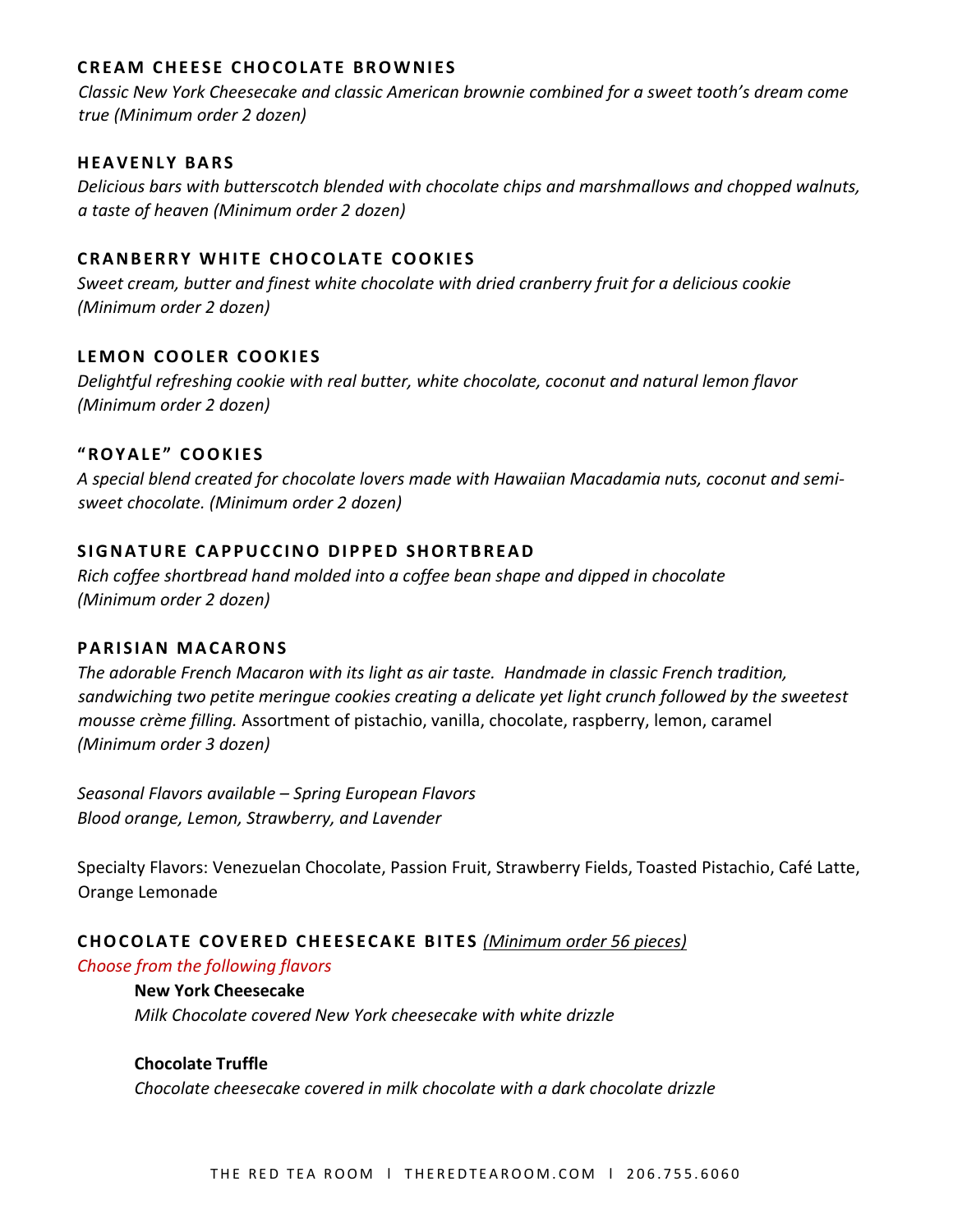### CREAM CHEESE CHOCOLATE BROWNIES

*Classic New York Cheesecake and classic American brownie combined for a sweet tooth's dream come true (Minimum order 2 dozen)*

### HEAVENLY BARS

*Delicious bars with butterscotch blended with chocolate chips and marshmallows and chopped walnuts, a taste of heaven (Minimum order 2 dozen)*

### CRANBERRY WHITE CHOCOLATE COOKIES

*Sweet cream, butter and finest white chocolate with dried cranberry fruit for a delicious cookie (Minimum order 2 dozen)*

### LEMON COOLER COOKIES

*Delightful refreshing cookie with real butter, white chocolate, coconut and natural lemon flavor (Minimum order 2 dozen)*

### "ROYALE" COOKIES

*A special blend created for chocolate lovers made with Hawaiian Macadamia nuts, coconut and semi-sweet chocolate. (Minimum order 2 dozen)*

### SIGNATURE CAPPUCCINO DIPPED SHORTBREAD

*Rich coffee shortbread hand molded into a coffee bean shape and dipped in chocolate (Minimum order 2 dozen)*

### PARISIAN MACARONS

*The adorable French Macaron with its light as air taste. Handmade in classic French tradition, sandwiching two petite meringue cookies creating a delicate yet light crunch followed by the sweetest mousse crème filling.* Assortment of pistachio, vanilla, chocolate, raspberry, lemon, caramel *(Minimum order 3 dozen)*

*Seasonal Flavors available – Spring European Flavors*
*Blood orange, Lemon, Strawberry, and Lavender*

Specialty Flavors: Venezuelan Chocolate, Passion Fruit, Strawberry Fields, Toasted Pistachio, Café Latte, Orange Lemonade

### CHOCOLATE COVERED CHEESECAKE BITES *(Minimum order 56 pieces)*

*Choose from the following flavors*

**New York Cheesecake**
*Milk Chocolate covered New York cheesecake with white drizzle*

**Chocolate Truffle**
*Chocolate cheesecake covered in milk chocolate with a dark chocolate drizzle*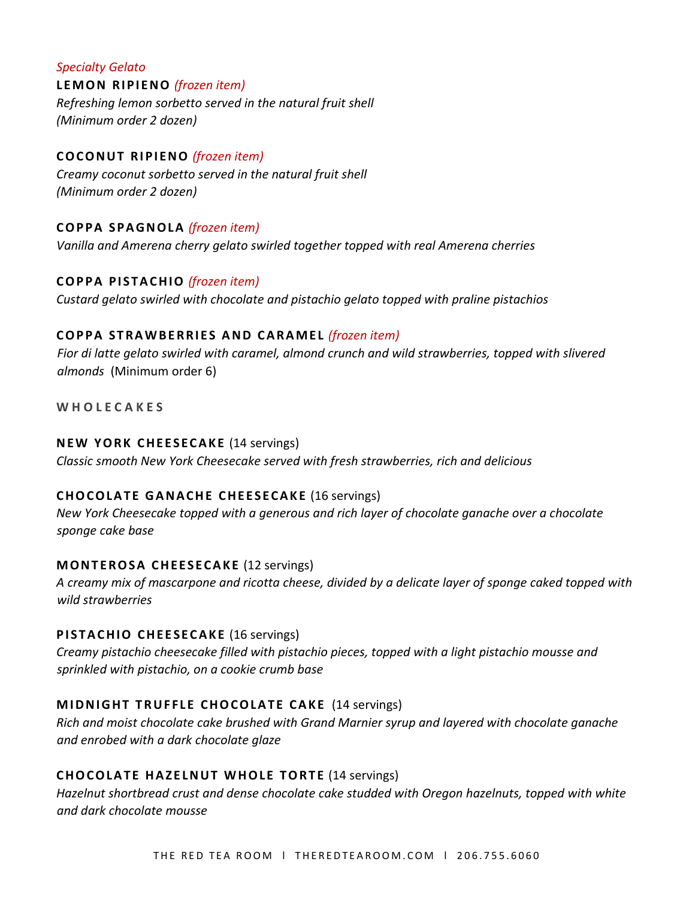*Specialty Gelato*

**LEMON RIPIENO** *(frozen item)*
*Refreshing lemon sorbetto served in the natural fruit shell*
*(Minimum order 2 dozen)*

**COCONUT RIPIENO** *(frozen item)*
*Creamy coconut sorbetto served in the natural fruit shell*
*(Minimum order 2 dozen)*

**COPPA SPAGNOLA** *(frozen item)*
*Vanilla and Amerena cherry gelato swirled together topped with real Amerena cherries*

**COPPA PISTACHIO** *(frozen item)*
*Custard gelato swirled with chocolate and pistachio gelato topped with praline pistachios*

**COPPA STRAWBERRIES AND CARAMEL** *(frozen item)*
*Fior di latte gelato swirled with caramel, almond crunch and wild strawberries, topped with slivered almonds* (Minimum order 6)

## WHOLECAKES

**NEW YORK CHEESECAKE** (14 servings)
*Classic smooth New York Cheesecake served with fresh strawberries, rich and delicious*

**CHOCOLATE GANACHE CHEESECAKE** (16 servings)
*New York Cheesecake topped with a generous and rich layer of chocolate ganache over a chocolate sponge cake base*

**MONTEROSA CHEESECAKE** (12 servings)
*A creamy mix of mascarpone and ricotta cheese, divided by a delicate layer of sponge caked topped with wild strawberries*

**PISTACHIO CHEESECAKE** (16 servings)
*Creamy pistachio cheesecake filled with pistachio pieces, topped with a light pistachio mousse and sprinkled with pistachio, on a cookie crumb base*

**MIDNIGHT TRUFFLE CHOCOLATE CAKE** (14 servings)
*Rich and moist chocolate cake brushed with Grand Marnier syrup and layered with chocolate ganache and enrobed with a dark chocolate glaze*

**CHOCOLATE HAZELNUT WHOLE TORTE** (14 servings)
*Hazelnut shortbread crust and dense chocolate cake studded with Oregon hazelnuts, topped with white and dark chocolate mousse*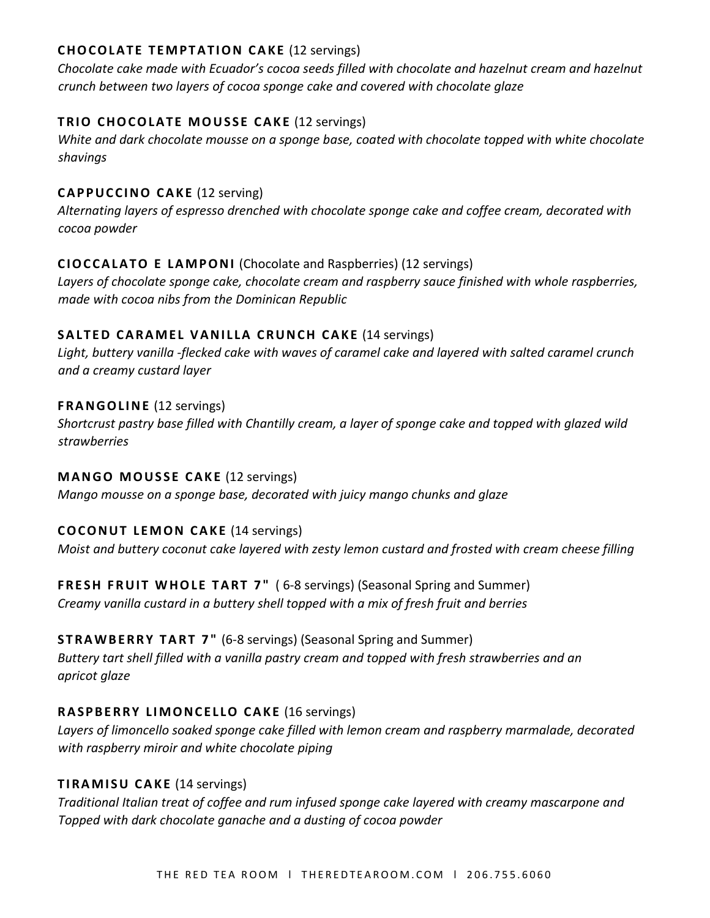**CHOCOLATE TEMPTATION CAKE** (12 servings)
*Chocolate cake made with Ecuador's cocoa seeds filled with chocolate and hazelnut cream and hazelnut crunch between two layers of cocoa sponge cake and covered with chocolate glaze*

**TRIO CHOCOLATE MOUSSE CAKE** (12 servings)
*White and dark chocolate mousse on a sponge base, coated with chocolate topped with white chocolate shavings*

**CAPPUCCINO CAKE** (12 serving)
*Alternating layers of espresso drenched with chocolate sponge cake and coffee cream, decorated with cocoa powder*

**CIOCCALATO E LAMPONI** (Chocolate and Raspberries) (12 servings)
*Layers of chocolate sponge cake, chocolate cream and raspberry sauce finished with whole raspberries, made with cocoa nibs from the Dominican Republic*

**SALTED CARAMEL VANILLA CRUNCH CAKE** (14 servings)
*Light, buttery vanilla -flecked cake with waves of caramel cake and layered with salted caramel crunch and a creamy custard layer*

**FRANGOLINE** (12 servings)
*Shortcrust pastry base filled with Chantilly cream, a layer of sponge cake and topped with glazed wild strawberries*

**MANGO MOUSSE CAKE** (12 servings)
*Mango mousse on a sponge base, decorated with juicy mango chunks and glaze*

**COCONUT LEMON CAKE** (14 servings)
*Moist and buttery coconut cake layered with zesty lemon custard and frosted with cream cheese filling*

**FRESH FRUIT WHOLE TART 7"** ( 6-8 servings) (Seasonal Spring and Summer)
*Creamy vanilla custard in a buttery shell topped with a mix of fresh fruit and berries*

**STRAWBERRY TART 7"** (6-8 servings) (Seasonal Spring and Summer)
*Buttery tart shell filled with a vanilla pastry cream and topped with fresh strawberries and an apricot glaze*

**RASPBERRY LIMONCELLO CAKE** (16 servings)
*Layers of limoncello soaked sponge cake filled with lemon cream and raspberry marmalade, decorated with raspberry miroir and white chocolate piping*

**TIRAMISU CAKE** (14 servings)
*Traditional Italian treat of coffee and rum infused sponge cake layered with creamy mascarpone and Topped with dark chocolate ganache and a dusting of cocoa powder*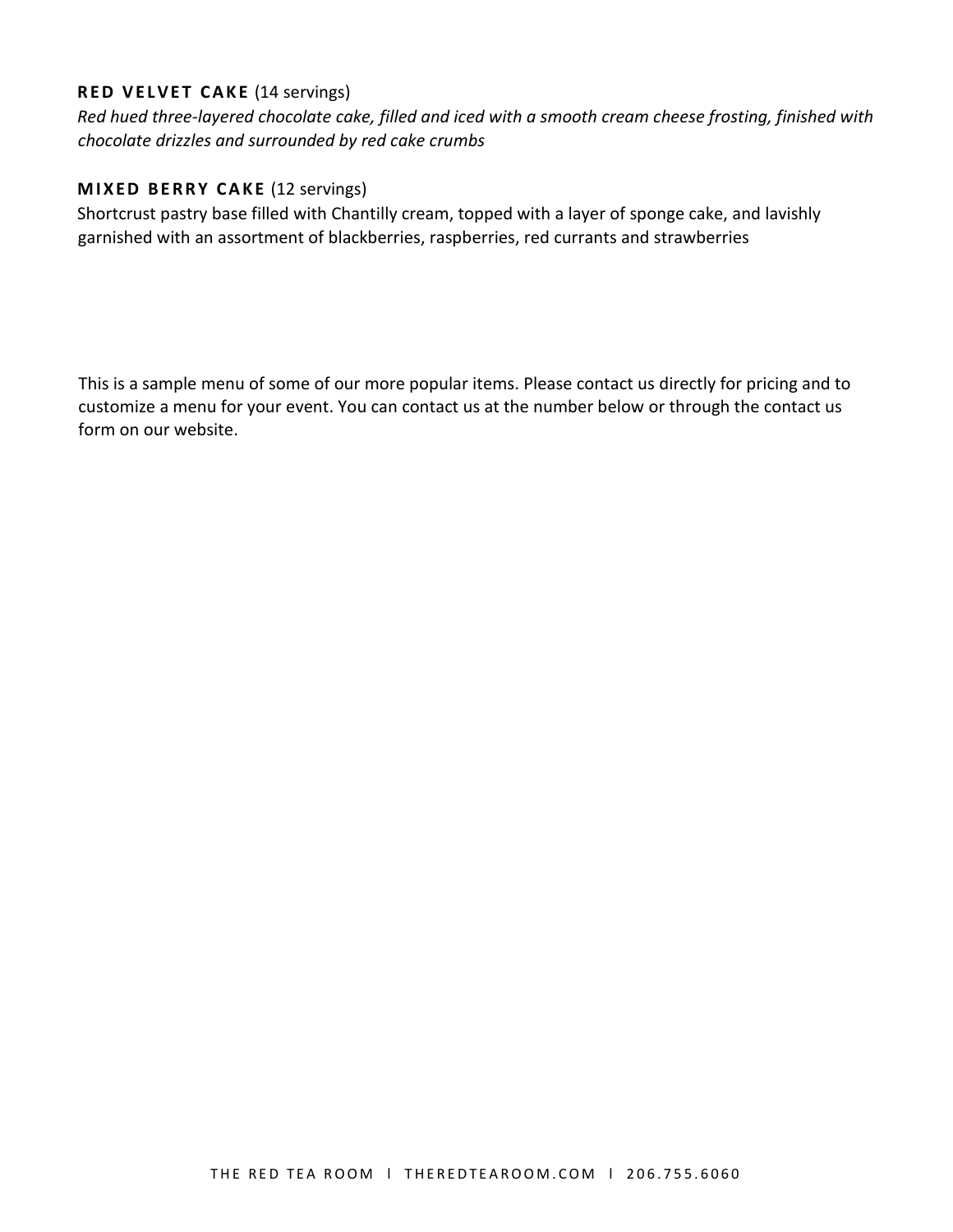**RED VELVET CAKE** (14 servings)
*Red hued three-layered chocolate cake, filled and iced with a smooth cream cheese frosting, finished with chocolate drizzles and surrounded by red cake crumbs*

**MIXED BERRY CAKE** (12 servings)
Shortcrust pastry base filled with Chantilly cream, topped with a layer of sponge cake, and lavishly garnished with an assortment of blackberries, raspberries, red currants and strawberries

This is a sample menu of some of our more popular items. Please contact us directly for pricing and to customize a menu for your event. You can contact us at the number below or through the contact us form on our website.